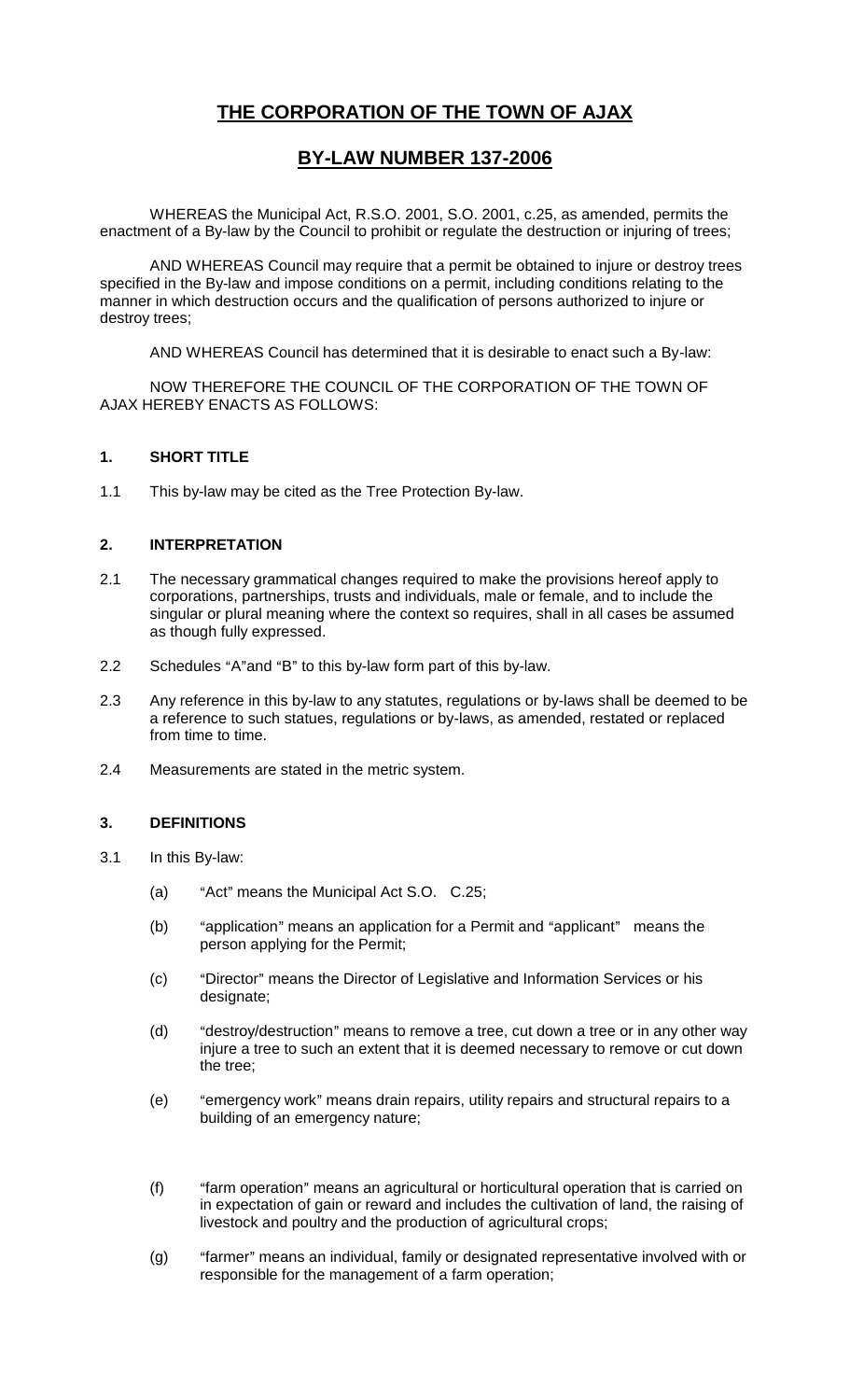# THE CORPORATION OF THE TOWN OF AJAX

## BY-LAW NUMBER 137-2006

WHEREAS the Municipal Act, R.S.O. 2001, S.O. 2001, c.25, as amended, permits the enactment of a By-law by the Council to prohibit or regulate the destruction or injuring of trees;

AND WHEREAS Council may require that a permit be obtained to injure or destroy trees specified in the By-law and impose conditions on a permit, including conditions relating to the manner in which destruction occurs and the qualification of persons authorized to injure or destroy trees;

AND WHEREAS Council has determined that it is desirable to enact such a By-law:

NOW THEREFORE THE COUNCIL OF THE CORPORATION OF THE TOWN OF AJAX HEREBY ENACTS AS FOLLOWS:

### 1. SHORT TITLE

1.1 This by-law may be cited as the Tree Protection By-law.

### 2. INTERPRETATION

2.1 The necessary grammatical changes required to make the provisions hereof apply to corporations, partnerships, trusts and individuals, male or female, and to include the singular or plural meaning where the context so requires, shall in all cases be assumed as though fully expressed.

2.2 Schedules "A"and "B" to this by-law form part of this by-law.

2.3 Any reference in this by-law to any statutes, regulations or by-laws shall be deemed to be a reference to such statues, regulations or by-laws, as amended, restated or replaced from time to time.

2.4 Measurements are stated in the metric system.

### 3. DEFINITIONS

3.1 In this By-law:

(a) "Act" means the Municipal Act S.O. C.25;

(b) "application" means an application for a Permit and "applicant" means the person applying for the Permit;

(c) "Director" means the Director of Legislative and Information Services or his designate;

(d) "destroy/destruction" means to remove a tree, cut down a tree or in any other way injure a tree to such an extent that it is deemed necessary to remove or cut down the tree;

(e) "emergency work" means drain repairs, utility repairs and structural repairs to a building of an emergency nature;

(f) "farm operation" means an agricultural or horticultural operation that is carried on in expectation of gain or reward and includes the cultivation of land, the raising of livestock and poultry and the production of agricultural crops;

(g) "farmer" means an individual, family or designated representative involved with or responsible for the management of a farm operation;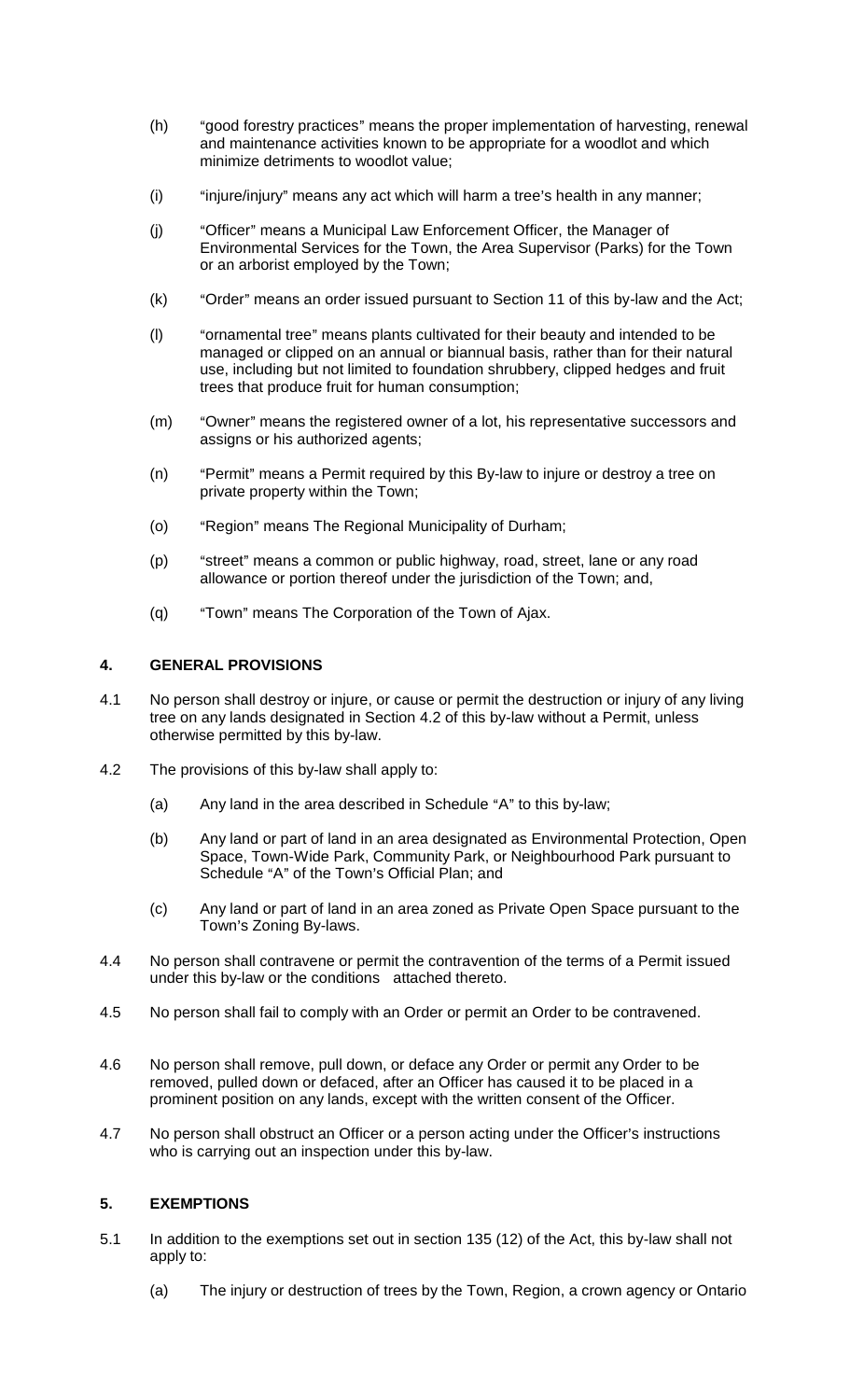(h) "good forestry practices" means the proper implementation of harvesting, renewal and maintenance activities known to be appropriate for a woodlot and which minimize detriments to woodlot value;

(i) "injure/injury" means any act which will harm a tree's health in any manner;

(j) "Officer" means a Municipal Law Enforcement Officer, the Manager of Environmental Services for the Town, the Area Supervisor (Parks) for the Town or an arborist employed by the Town;

(k) "Order" means an order issued pursuant to Section 11 of this by-law and the Act;

(l) "ornamental tree" means plants cultivated for their beauty and intended to be managed or clipped on an annual or biannual basis, rather than for their natural use, including but not limited to foundation shrubbery, clipped hedges and fruit trees that produce fruit for human consumption;

(m) "Owner" means the registered owner of a lot, his representative successors and assigns or his authorized agents;

(n) "Permit" means a Permit required by this By-law to injure or destroy a tree on private property within the Town;

(o) "Region" means The Regional Municipality of Durham;

(p) "street" means a common or public highway, road, street, lane or any road allowance or portion thereof under the jurisdiction of the Town; and,

(q) "Town" means The Corporation of the Town of Ajax.

## 4. GENERAL PROVISIONS

4.1 No person shall destroy or injure, or cause or permit the destruction or injury of any living tree on any lands designated in Section 4.2 of this by-law without a Permit, unless otherwise permitted by this by-law.

4.2 The provisions of this by-law shall apply to:

(a) Any land in the area described in Schedule "A" to this by-law;

(b) Any land or part of land in an area designated as Environmental Protection, Open Space, Town-Wide Park, Community Park, or Neighbourhood Park pursuant to Schedule "A" of the Town's Official Plan; and

(c) Any land or part of land in an area zoned as Private Open Space pursuant to the Town's Zoning By-laws.

4.4 No person shall contravene or permit the contravention of the terms of a Permit issued under this by-law or the conditions attached thereto.

4.5 No person shall fail to comply with an Order or permit an Order to be contravened.

4.6 No person shall remove, pull down, or deface any Order or permit any Order to be removed, pulled down or defaced, after an Officer has caused it to be placed in a prominent position on any lands, except with the written consent of the Officer.

4.7 No person shall obstruct an Officer or a person acting under the Officer's instructions who is carrying out an inspection under this by-law.

## 5. EXEMPTIONS

5.1 In addition to the exemptions set out in section 135 (12) of the Act, this by-law shall not apply to:

(a) The injury or destruction of trees by the Town, Region, a crown agency or Ontario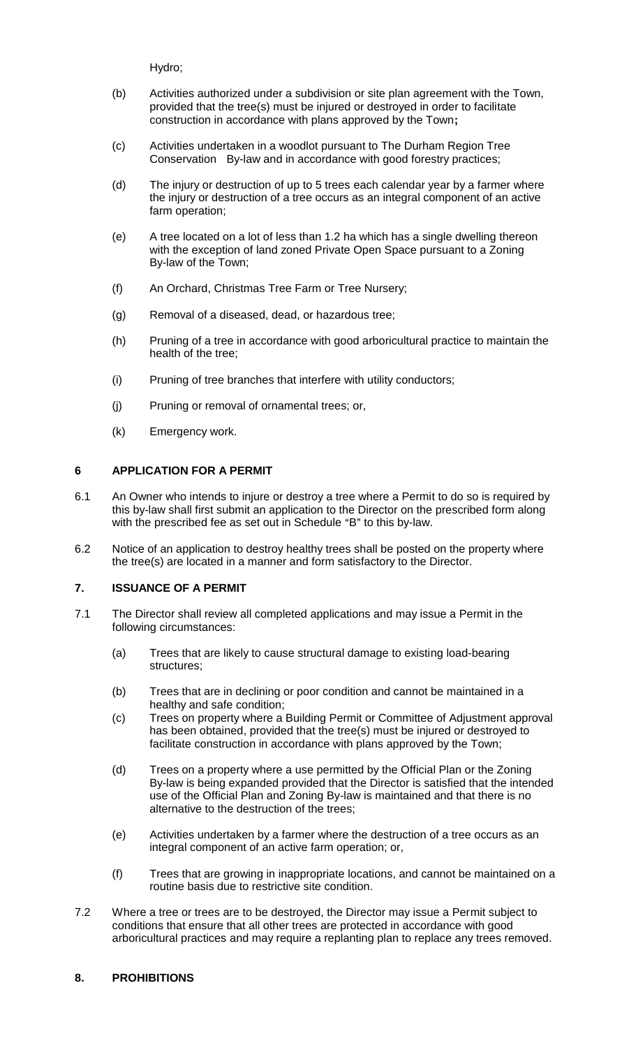Hydro;

(b) Activities authorized under a subdivision or site plan agreement with the Town, provided that the tree(s) must be injured or destroyed in order to facilitate construction in accordance with plans approved by the Town**;**

(c) Activities undertaken in a woodlot pursuant to The Durham Region Tree Conservation By-law and in accordance with good forestry practices;

(d) The injury or destruction of up to 5 trees each calendar year by a farmer where the injury or destruction of a tree occurs as an integral component of an active farm operation;

(e) A tree located on a lot of less than 1.2 ha which has a single dwelling thereon with the exception of land zoned Private Open Space pursuant to a Zoning By-law of the Town;

(f) An Orchard, Christmas Tree Farm or Tree Nursery;

(g) Removal of a diseased, dead, or hazardous tree;

(h) Pruning of a tree in accordance with good arboricultural practice to maintain the health of the tree;

(i) Pruning of tree branches that interfere with utility conductors;

(j) Pruning or removal of ornamental trees; or,

(k) Emergency work.

## 6 APPLICATION FOR A PERMIT

6.1 An Owner who intends to injure or destroy a tree where a Permit to do so is required by this by-law shall first submit an application to the Director on the prescribed form along with the prescribed fee as set out in Schedule "B" to this by-law.

6.2 Notice of an application to destroy healthy trees shall be posted on the property where the tree(s) are located in a manner and form satisfactory to the Director.

## 7. ISSUANCE OF A PERMIT

7.1 The Director shall review all completed applications and may issue a Permit in the following circumstances:

(a) Trees that are likely to cause structural damage to existing load-bearing structures;

(b) Trees that are in declining or poor condition and cannot be maintained in a healthy and safe condition;

(c) Trees on property where a Building Permit or Committee of Adjustment approval has been obtained, provided that the tree(s) must be injured or destroyed to facilitate construction in accordance with plans approved by the Town;

(d) Trees on a property where a use permitted by the Official Plan or the Zoning By-law is being expanded provided that the Director is satisfied that the intended use of the Official Plan and Zoning By-law is maintained and that there is no alternative to the destruction of the trees;

(e) Activities undertaken by a farmer where the destruction of a tree occurs as an integral component of an active farm operation; or,

(f) Trees that are growing in inappropriate locations, and cannot be maintained on a routine basis due to restrictive site condition.

7.2 Where a tree or trees are to be destroyed, the Director may issue a Permit subject to conditions that ensure that all other trees are protected in accordance with good arboricultural practices and may require a replanting plan to replace any trees removed.

## 8. PROHIBITIONS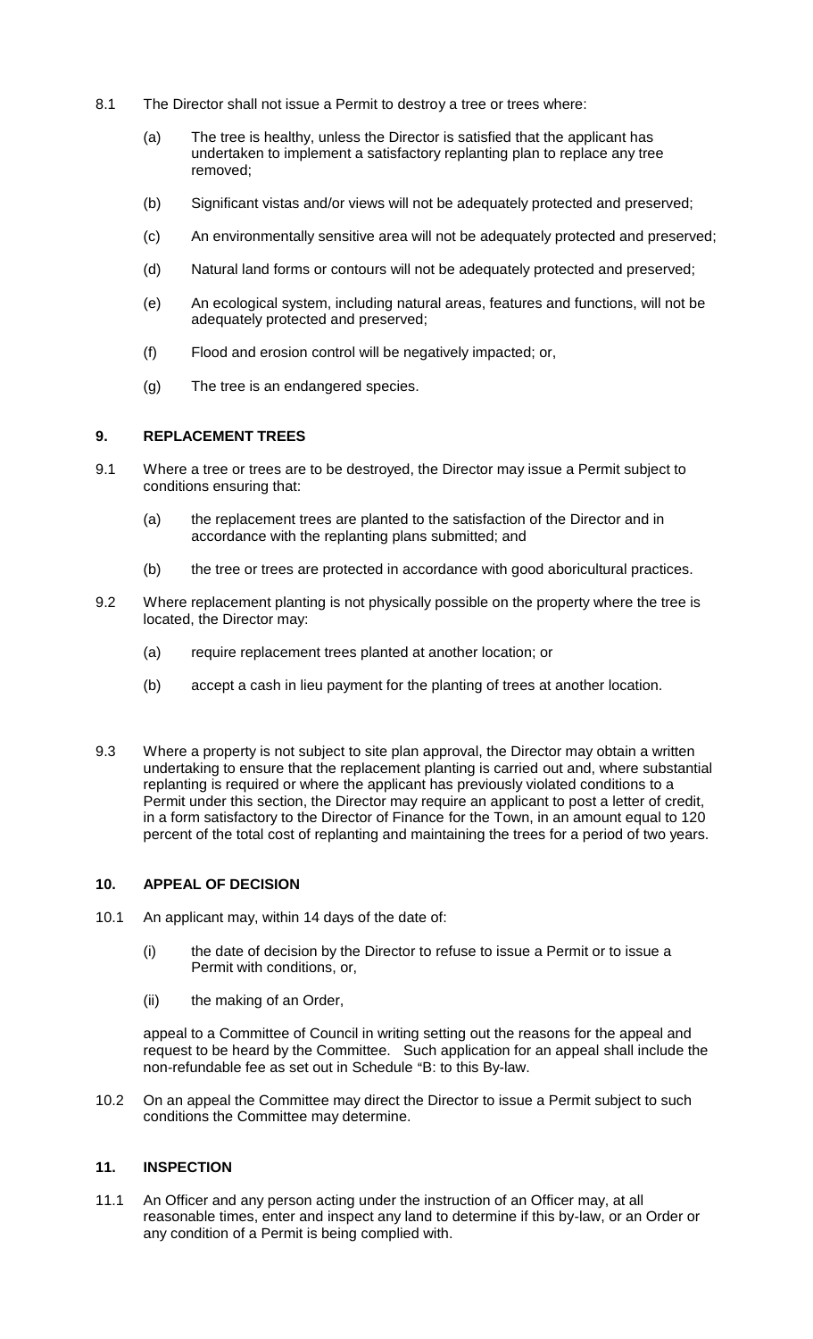8.1 The Director shall not issue a Permit to destroy a tree or trees where:

(a) The tree is healthy, unless the Director is satisfied that the applicant has undertaken to implement a satisfactory replanting plan to replace any tree removed;

(b) Significant vistas and/or views will not be adequately protected and preserved;

(c) An environmentally sensitive area will not be adequately protected and preserved;

(d) Natural land forms or contours will not be adequately protected and preserved;

(e) An ecological system, including natural areas, features and functions, will not be adequately protected and preserved;

(f) Flood and erosion control will be negatively impacted; or,

(g) The tree is an endangered species.

## 9. REPLACEMENT TREES

9.1 Where a tree or trees are to be destroyed, the Director may issue a Permit subject to conditions ensuring that:

(a) the replacement trees are planted to the satisfaction of the Director and in accordance with the replanting plans submitted; and

(b) the tree or trees are protected in accordance with good aboricultural practices.

9.2 Where replacement planting is not physically possible on the property where the tree is located, the Director may:

(a) require replacement trees planted at another location; or

(b) accept a cash in lieu payment for the planting of trees at another location.

9.3 Where a property is not subject to site plan approval, the Director may obtain a written undertaking to ensure that the replacement planting is carried out and, where substantial replanting is required or where the applicant has previously violated conditions to a Permit under this section, the Director may require an applicant to post a letter of credit, in a form satisfactory to the Director of Finance for the Town, in an amount equal to 120 percent of the total cost of replanting and maintaining the trees for a period of two years.

## 10. APPEAL OF DECISION

10.1 An applicant may, within 14 days of the date of:

(i) the date of decision by the Director to refuse to issue a Permit or to issue a Permit with conditions, or,

(ii) the making of an Order,

appeal to a Committee of Council in writing setting out the reasons for the appeal and request to be heard by the Committee. Such application for an appeal shall include the non-refundable fee as set out in Schedule "B: to this By-law.

10.2 On an appeal the Committee may direct the Director to issue a Permit subject to such conditions the Committee may determine.

## 11. INSPECTION

11.1 An Officer and any person acting under the instruction of an Officer may, at all reasonable times, enter and inspect any land to determine if this by-law, or an Order or any condition of a Permit is being complied with.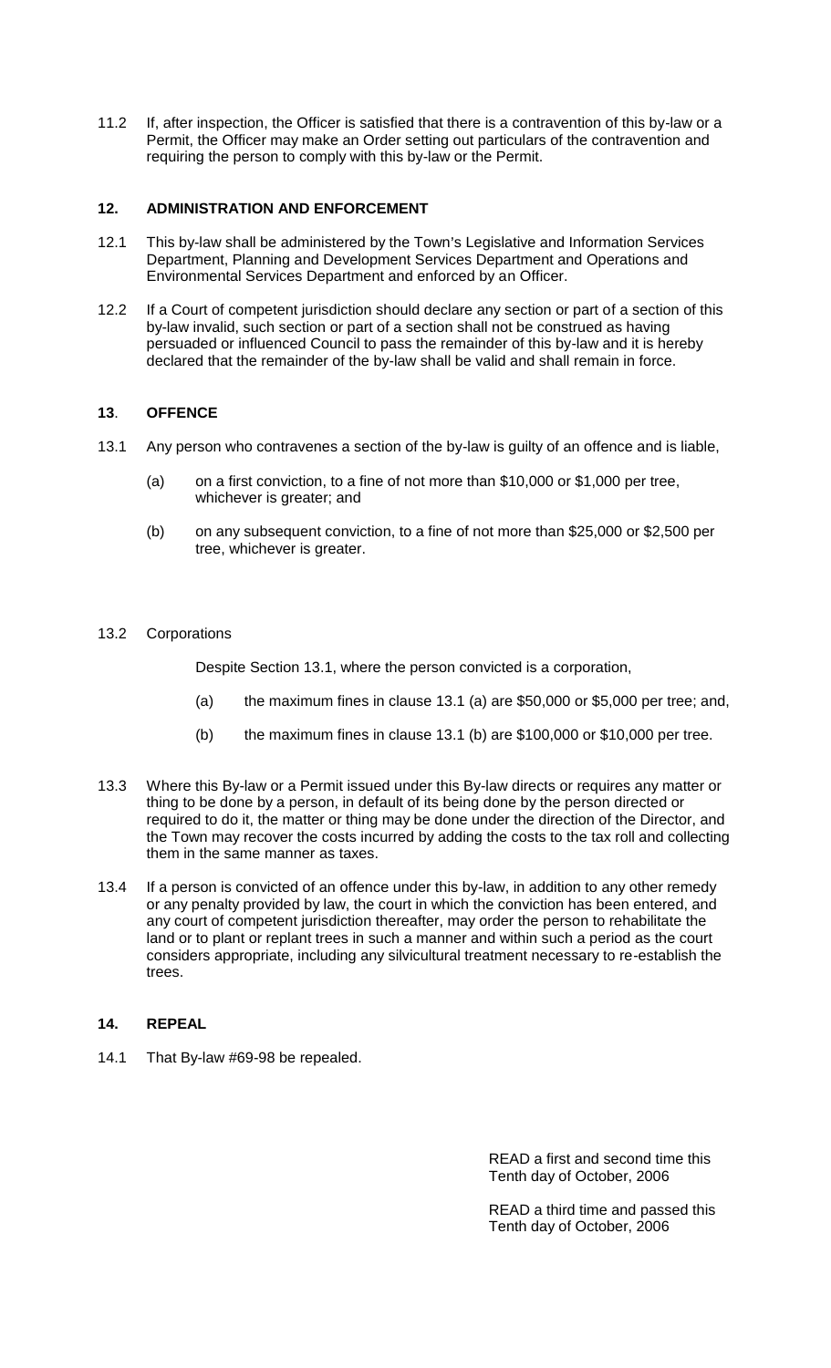11.2 If, after inspection, the Officer is satisfied that there is a contravention of this by-law or a Permit, the Officer may make an Order setting out particulars of the contravention and requiring the person to comply with this by-law or the Permit.

## 12. ADMINISTRATION AND ENFORCEMENT

12.1 This by-law shall be administered by the Town's Legislative and Information Services Department, Planning and Development Services Department and Operations and Environmental Services Department and enforced by an Officer.

12.2 If a Court of competent jurisdiction should declare any section or part of a section of this by-law invalid, such section or part of a section shall not be construed as having persuaded or influenced Council to pass the remainder of this by-law and it is hereby declared that the remainder of the by-law shall be valid and shall remain in force.

## 13. OFFENCE

13.1 Any person who contravenes a section of the by-law is guilty of an offence and is liable,

(a) on a first conviction, to a fine of not more than $10,000 or $1,000 per tree, whichever is greater; and

(b) on any subsequent conviction, to a fine of not more than $25,000 or $2,500 per tree, whichever is greater.

13.2 Corporations

Despite Section 13.1, where the person convicted is a corporation,

(a) the maximum fines in clause 13.1 (a) are $50,000 or $5,000 per tree; and,

(b) the maximum fines in clause 13.1 (b) are $100,000 or $10,000 per tree.

13.3 Where this By-law or a Permit issued under this By-law directs or requires any matter or thing to be done by a person, in default of its being done by the person directed or required to do it, the matter or thing may be done under the direction of the Director, and the Town may recover the costs incurred by adding the costs to the tax roll and collecting them in the same manner as taxes.

13.4 If a person is convicted of an offence under this by-law, in addition to any other remedy or any penalty provided by law, the court in which the conviction has been entered, and any court of competent jurisdiction thereafter, may order the person to rehabilitate the land or to plant or replant trees in such a manner and within such a period as the court considers appropriate, including any silvicultural treatment necessary to re-establish the trees.

## 14. REPEAL

14.1 That By-law #69-98 be repealed.

READ a first and second time this Tenth day of October, 2006

READ a third time and passed this Tenth day of October, 2006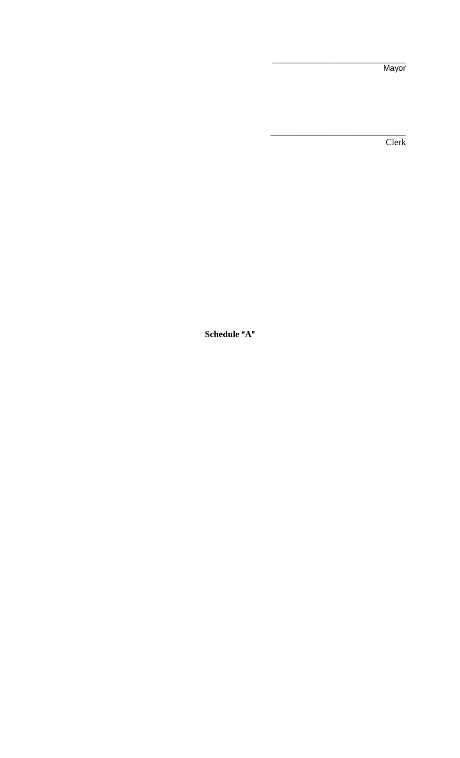\_\_\_\_\_\_\_\_\_\_\_\_\_\_\_\_\_\_\_\_\_\_\_\_\_\_\_\_

Mayor

\_\_\_\_\_\_\_\_\_\_\_\_\_\_\_\_\_\_\_\_\_\_\_\_\_\_\_\_

Clerk

**Schedule "A"**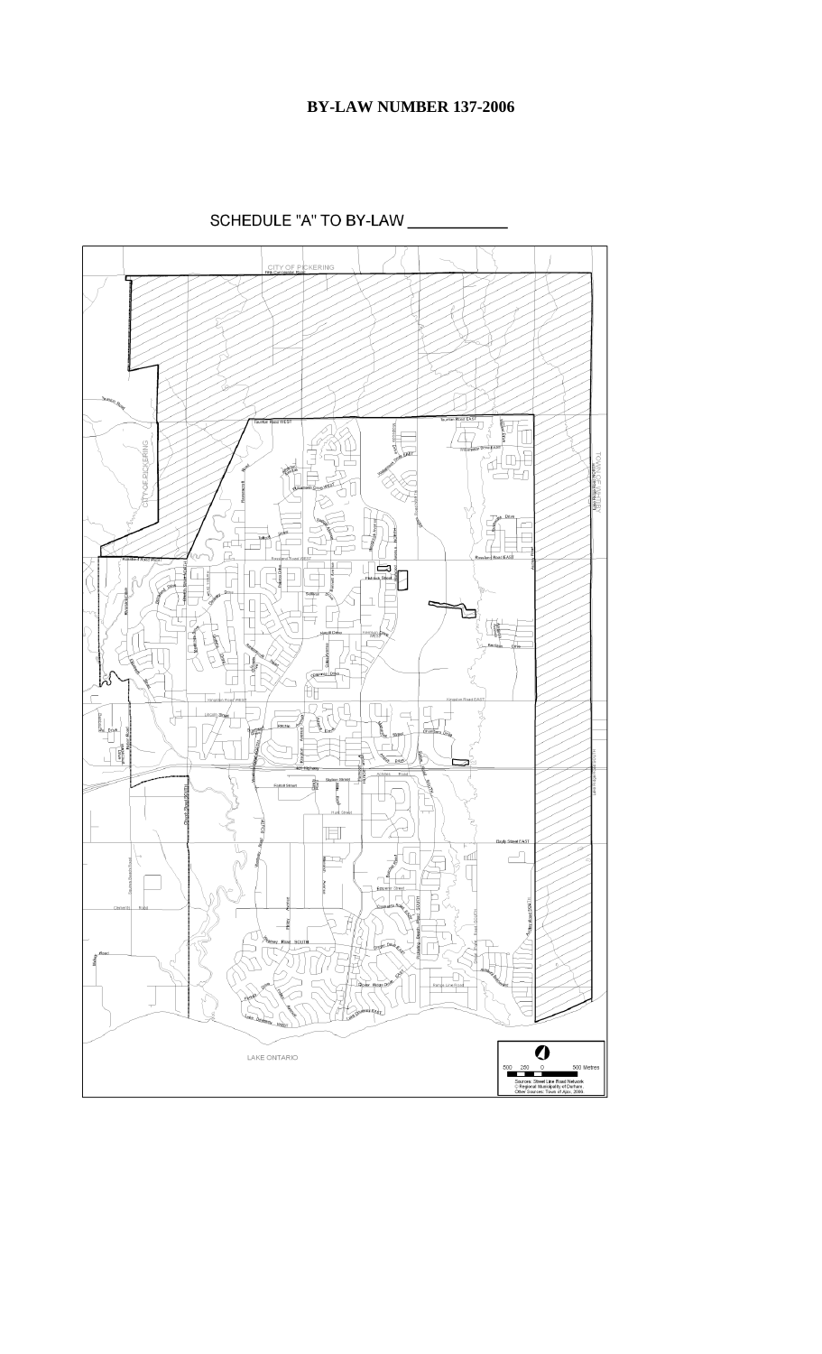**BY-LAW NUMBER 137-2006**

SCHEDULE "A" TO BY-LAW ___________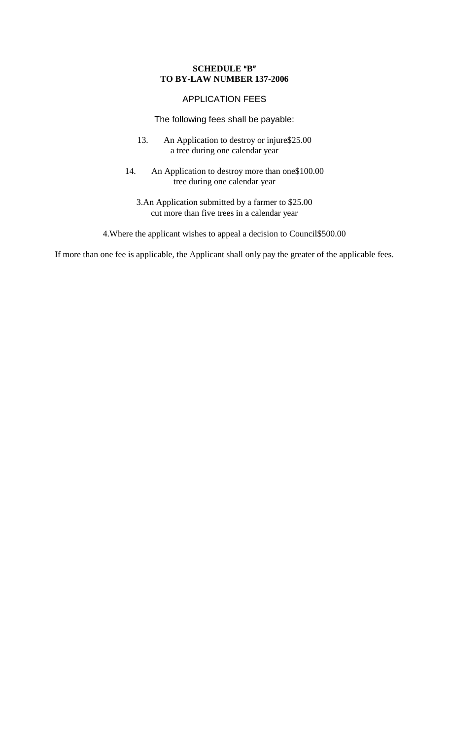**SCHEDULE "B"**
**TO BY-LAW NUMBER 137-2006**

APPLICATION FEES

The following fees shall be payable:

13. An Application to destroy or injure a tree during one calendar year — $25.00

14. An Application to destroy more than one tree during one calendar year — $100.00

3. An Application submitted by a farmer to cut more than five trees in a calendar year — $25.00

4. Where the applicant wishes to appeal a decision to Council — $500.00

If more than one fee is applicable, the Applicant shall only pay the greater of the applicable fees.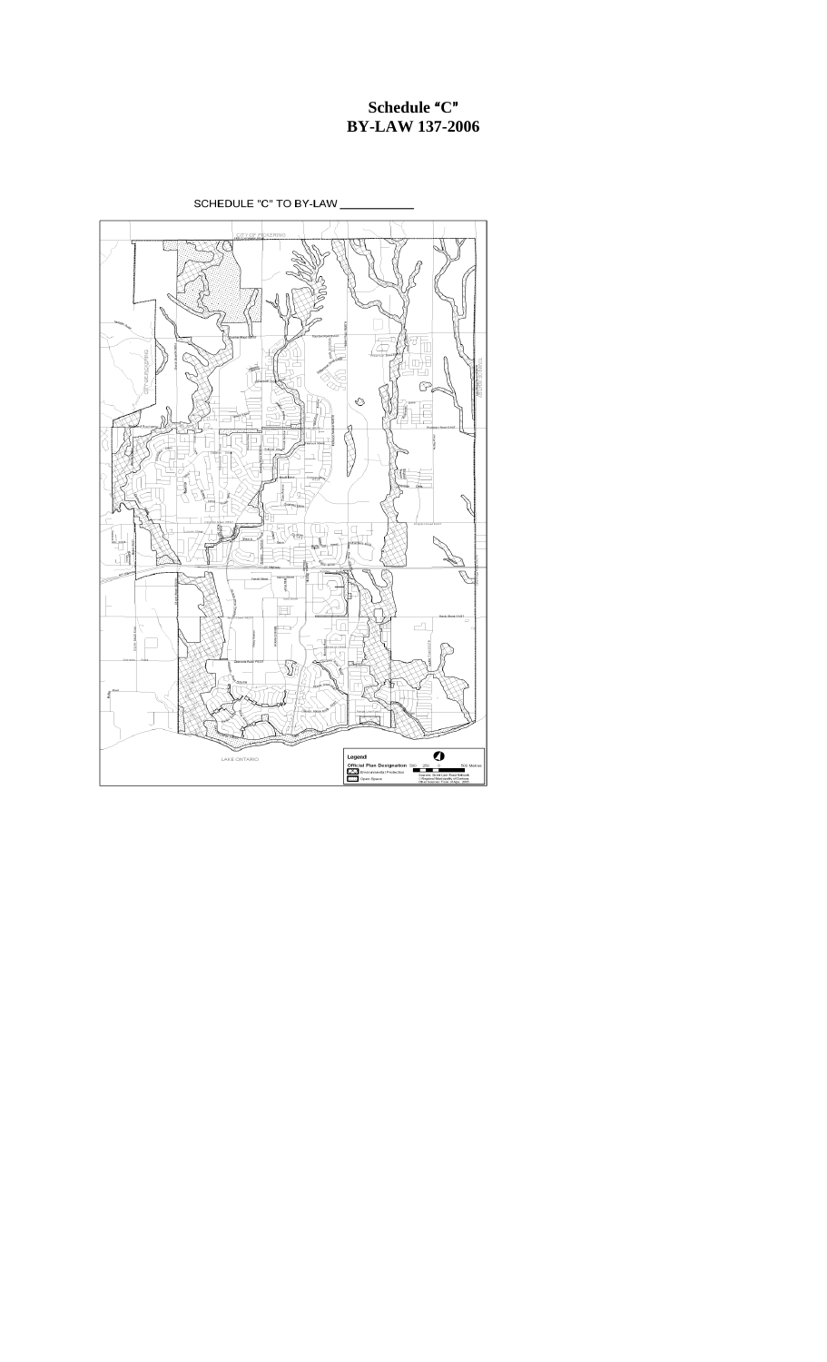**Schedule "C"**
**BY-LAW 137-2006**

SCHEDULE "C" TO BY-LAW ___________

CITY OF PICKERING

LAKE ONTARIO

Legend

Official Plan Designation

Environmental Protection

Open Space